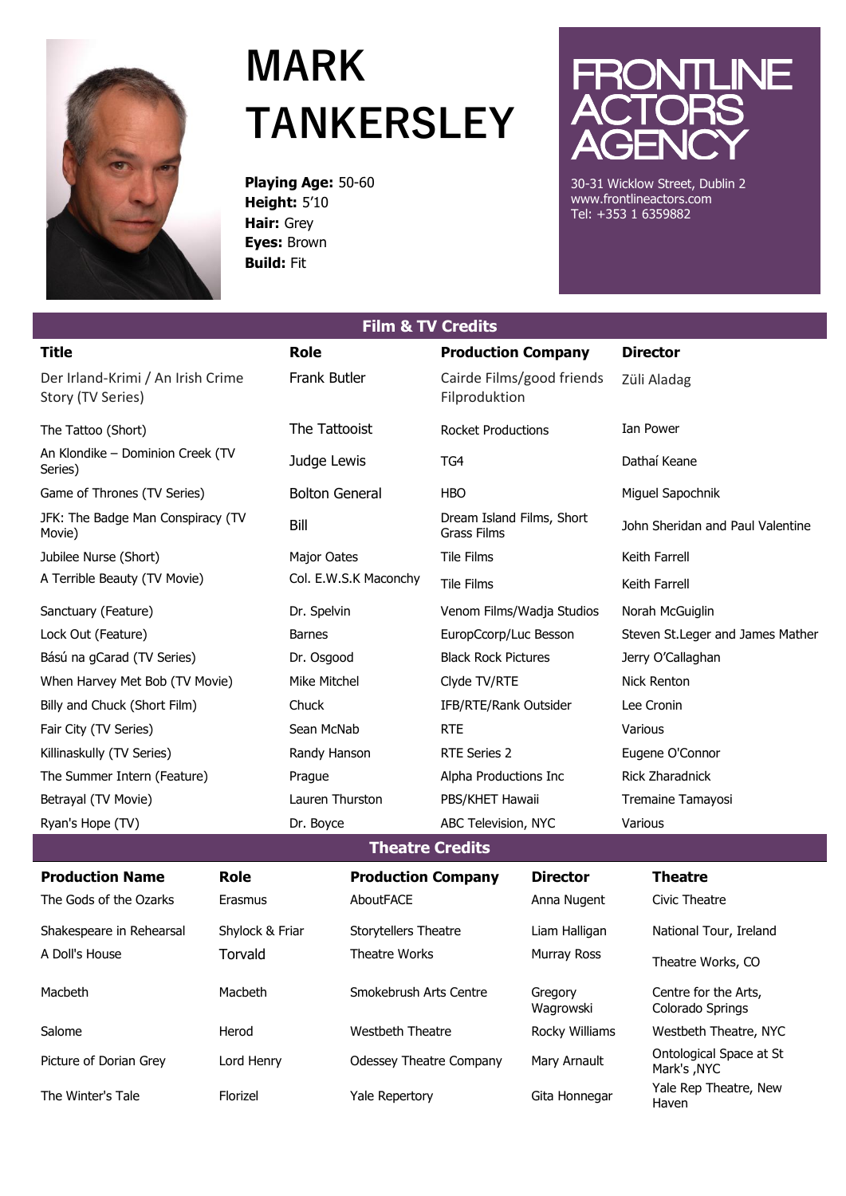# MARK TANKERSLEY

**Playing Age:** 50-60
**Height:** 5'10
**Hair:** Grey
**Eyes:** Brown
**Build:** Fit

FRONTLINE ACTORS AGENCY
30-31 Wicklow Street, Dublin 2
www.frontlineactors.com
Tel: +353 1 6359882

## Film & TV Credits

| Title | Role | Production Company | Director |
|---|---|---|---|
| Der Irland-Krimi / An Irish Crime Story (TV Series) | Frank Butler | Cairde Films/good friends Filproduktion | Züli Aladag |
| The Tattoo (Short) | The Tattooist | Rocket Productions | Ian Power |
| An Klondike – Dominion Creek (TV Series) | Judge Lewis | TG4 | Dathaí Keane |
| Game of Thrones (TV Series) | Bolton General | HBO | Miguel Sapochnik |
| JFK: The Badge Man Conspiracy (TV Movie) | Bill | Dream Island Films, Short Grass Films | John Sheridan and Paul Valentine |
| Jubilee Nurse (Short) | Major Oates | Tile Films | Keith Farrell |
| A Terrible Beauty (TV Movie) | Col. E.W.S.K Maconchy | Tile Films | Keith Farrell |
| Sanctuary (Feature) | Dr. Spelvin | Venom Films/Wadja Studios | Norah McGuiglin |
| Lock Out (Feature) | Barnes | EuropCcorp/Luc Besson | Steven St.Leger and James Mather |
| Bású na gCarad (TV Series) | Dr. Osgood | Black Rock Pictures | Jerry O'Callaghan |
| When Harvey Met Bob (TV Movie) | Mike Mitchel | Clyde TV/RTE | Nick Renton |
| Billy and Chuck (Short Film) | Chuck | IFB/RTE/Rank Outsider | Lee Cronin |
| Fair City (TV Series) | Sean McNab | RTE | Various |
| Killinaskully (TV Series) | Randy Hanson | RTE Series 2 | Eugene O'Connor |
| The Summer Intern (Feature) | Prague | Alpha Productions Inc | Rick Zharadnick |
| Betrayal (TV Movie) | Lauren Thurston | PBS/KHET Hawaii | Tremaine Tamayosi |
| Ryan's Hope (TV) | Dr. Boyce | ABC Television, NYC | Various |

## Theatre Credits

| Production Name | Role | Production Company | Director | Theatre |
|---|---|---|---|---|
| The Gods of the Ozarks | Erasmus | AboutFACE | Anna Nugent | Civic Theatre |
| Shakespeare in Rehearsal | Shylock & Friar | Storytellers Theatre | Liam Halligan | National Tour, Ireland |
| A Doll's House | Torvald | Theatre Works | Murray Ross | Theatre Works, CO |
| Macbeth | Macbeth | Smokebrush Arts Centre | Gregory Wagrowski | Centre for the Arts, Colorado Springs |
| Salome | Herod | Westbeth Theatre | Rocky Williams | Westbeth Theatre, NYC |
| Picture of Dorian Grey | Lord Henry | Odessey Theatre Company | Mary Arnault | Ontological Space at St Mark's ,NYC |
| The Winter's Tale | Florizel | Yale Repertory | Gita Honnegar | Yale Rep Theatre, New Haven |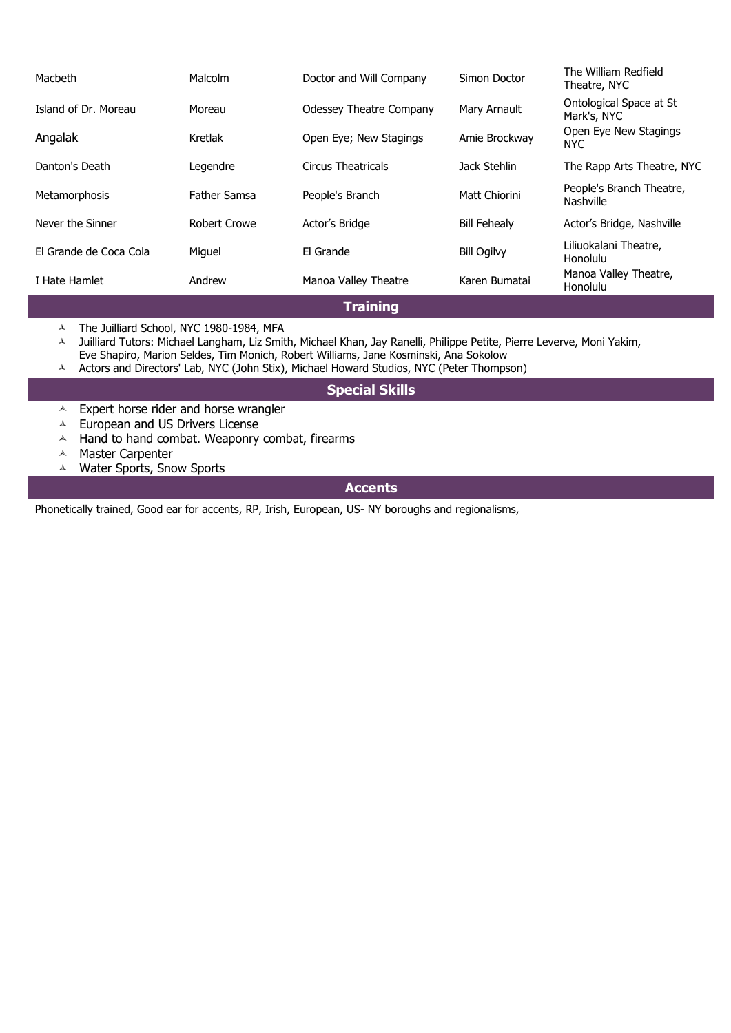| | | | | |
|---|---|---|---|---|
| Macbeth | Malcolm | Doctor and Will Company | Simon Doctor | The William Redfield Theatre, NYC |
| Island of Dr. Moreau | Moreau | Odessey Theatre Company | Mary Arnault | Ontological Space at St Mark's, NYC |
| Angalak | Kretlak | Open Eye; New Stagings | Amie Brockway | Open Eye New Stagings NYC |
| Danton's Death | Legendre | Circus Theatricals | Jack Stehlin | The Rapp Arts Theatre, NYC |
| Metamorphosis | Father Samsa | People's Branch | Matt Chiorini | People's Branch Theatre, Nashville |
| Never the Sinner | Robert Crowe | Actor's Bridge | Bill Fehealy | Actor's Bridge, Nashville |
| El Grande de Coca Cola | Miguel | El Grande | Bill Ogilvy | Liliuokalani Theatre, Honolulu |
| I Hate Hamlet | Andrew | Manoa Valley Theatre | Karen Bumatai | Manoa Valley Theatre, Honolulu |

## Training

- The Juilliard School, NYC 1980-1984, MFA
- Juilliard Tutors: Michael Langham, Liz Smith, Michael Khan, Jay Ranelli, Philippe Petite, Pierre Leverve, Moni Yakim, Eve Shapiro, Marion Seldes, Tim Monich, Robert Williams, Jane Kosminski, Ana Sokolow
- Actors and Directors' Lab, NYC (John Stix), Michael Howard Studios, NYC (Peter Thompson)

## Special Skills

- Expert horse rider and horse wrangler
- European and US Drivers License
- Hand to hand combat. Weaponry combat, firearms
- Master Carpenter
- Water Sports, Snow Sports

## Accents

Phonetically trained, Good ear for accents, RP, Irish, European, US- NY boroughs and regionalisms,